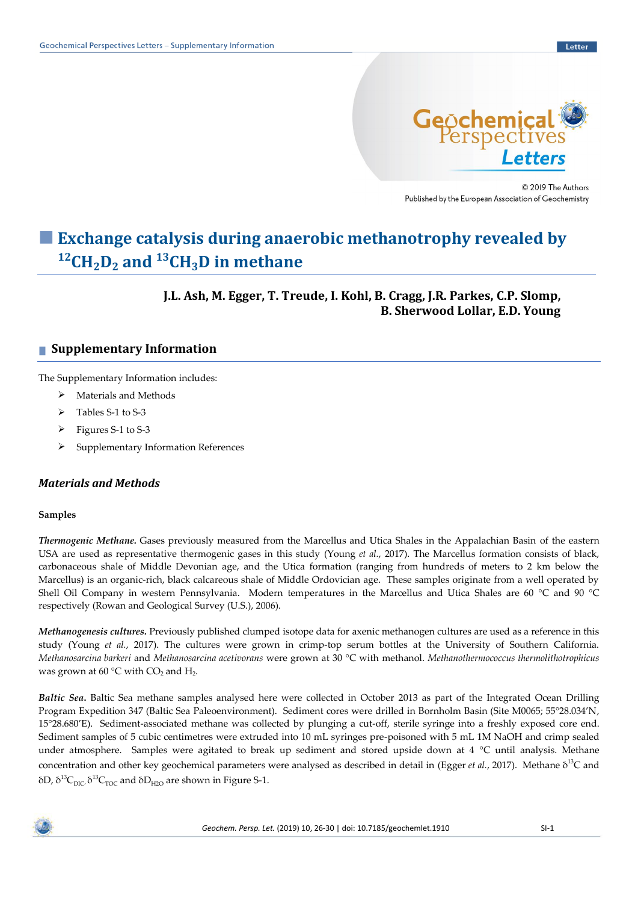# Exchange catalysis during anaerobic methanotrophy revealed by $^{12}CH_2D_2$ and $^{13}CH_3D$ in methane

**J.L. Ash, M. Egger, T. Treude, I. Kohl, B. Cragg, J.R. Parkes, C.P. Slomp, B. Sherwood Lollar, E.D. Young**

## Supplementary Information

The Supplementary Information includes:

- Materials and Methods
- Tables S-1 to S-3
- Figures S-1 to S-3
- Supplementary Information References

### *Materials and Methods*

#### Samples

***Thermogenic Methane.*** Gases previously measured from the Marcellus and Utica Shales in the Appalachian Basin of the eastern USA are used as representative thermogenic gases in this study (Young *et al.*, 2017). The Marcellus formation consists of black, carbonaceous shale of Middle Devonian age, and the Utica formation (ranging from hundreds of meters to 2 km below the Marcellus) is an organic-rich, black calcareous shale of Middle Ordovician age. These samples originate from a well operated by Shell Oil Company in western Pennsylvania. Modern temperatures in the Marcellus and Utica Shales are 60 °C and 90 °C respectively (Rowan and Geological Survey (U.S.), 2006).

***Methanogenesis cultures.*** Previously published clumped isotope data for axenic methanogen cultures are used as a reference in this study (Young *et al.*, 2017). The cultures were grown in crimp-top serum bottles at the University of Southern California. *Methanosarcina barkeri* and *Methanosarcina acetivorans* were grown at 30 °C with methanol. *Methanothermococcus thermolithotrophicus* was grown at 60 °C with $CO_2$ and $H_2$.

***Baltic Sea.*** Baltic Sea methane samples analysed here were collected in October 2013 as part of the Integrated Ocean Drilling Program Expedition 347 (Baltic Sea Paleoenvironment). Sediment cores were drilled in Bornholm Basin (Site M0065; 55°28.034'N, 15°28.680'E). Sediment-associated methane was collected by plunging a cut-off, sterile syringe into a freshly exposed core end. Sediment samples of 5 cubic centimetres were extruded into 10 mL syringes pre-poisoned with 5 mL 1M NaOH and crimp sealed under atmosphere. Samples were agitated to break up sediment and stored upside down at 4 °C until analysis. Methane concentration and other key geochemical parameters were analysed as described in detail in (Egger *et al.*, 2017). Methane $\delta^{13}C$ and $\delta D$, $\delta^{13}C_{DIC}$, $\delta^{13}C_{TOC}$ and $\delta D_{H2O}$ are shown in Figure S-1.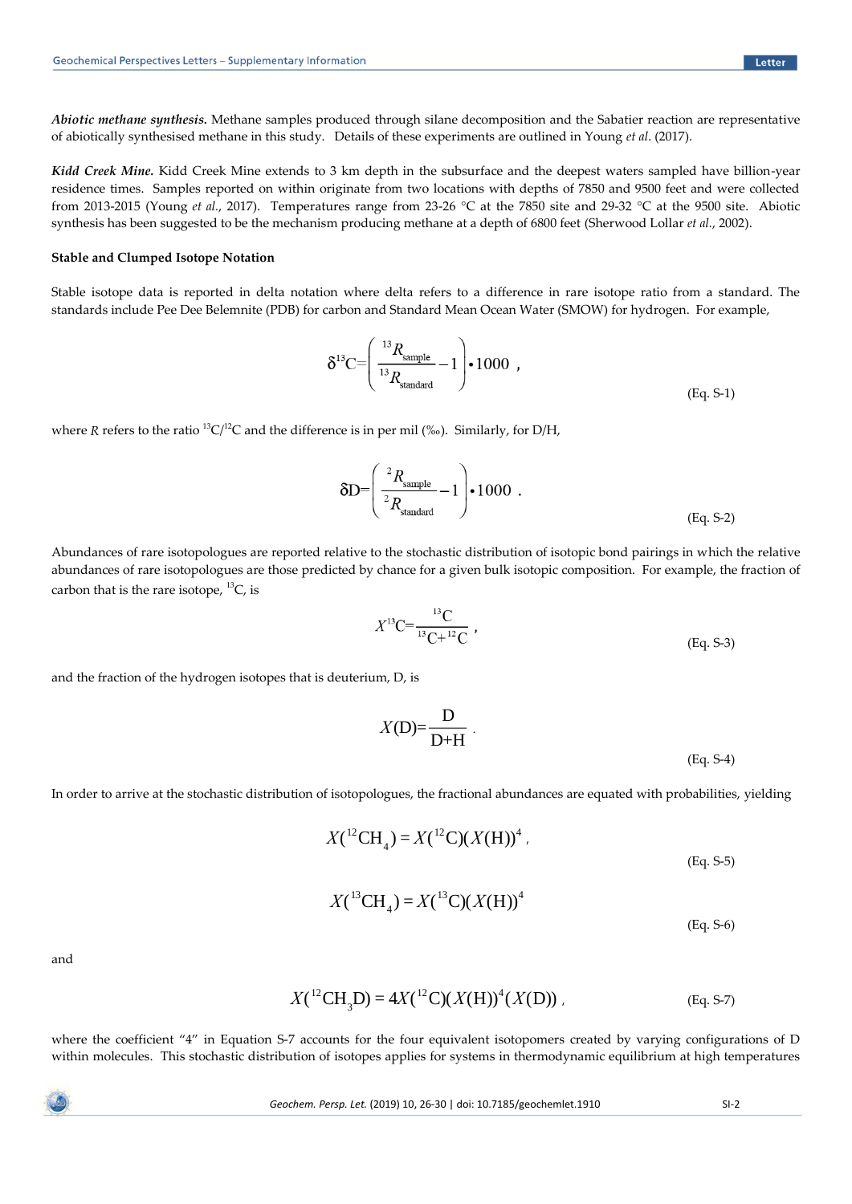***Abiotic methane synthesis.*** Methane samples produced through silane decomposition and the Sabatier reaction are representative of abiotically synthesised methane in this study. Details of these experiments are outlined in Young *et al*. (2017).

***Kidd Creek Mine.*** Kidd Creek Mine extends to 3 km depth in the subsurface and the deepest waters sampled have billion-year residence times. Samples reported on within originate from two locations with depths of 7850 and 9500 feet and were collected from 2013-2015 (Young *et al*., 2017). Temperatures range from 23-26 °C at the 7850 site and 29-32 °C at the 9500 site. Abiotic synthesis has been suggested to be the mechanism producing methane at a depth of 6800 feet (Sherwood Lollar *et al*., 2002).

**Stable and Clumped Isotope Notation**

Stable isotope data is reported in delta notation where delta refers to a difference in rare isotope ratio from a standard. The standards include Pee Dee Belemnite (PDB) for carbon and Standard Mean Ocean Water (SMOW) for hydrogen. For example,

$$\delta^{13}\text{C}=\left(\frac{^{13}R_{\text{sample}}}{^{13}R_{\text{standard}}}-1\right)\bullet 1000\ , \tag{Eq. S-1}$$

where $R$ refers to the ratio $^{13}C/^{12}C$ and the difference is in per mil (‰). Similarly, for D/H,

$$\delta\text{D}=\left(\frac{^{2}R_{\text{sample}}}{^{2}R_{\text{standard}}}-1\right)\bullet 1000\ . \tag{Eq. S-2}$$

Abundances of rare isotopologues are reported relative to the stochastic distribution of isotopic bond pairings in which the relative abundances of rare isotopologues are those predicted by chance for a given bulk isotopic composition. For example, the fraction of carbon that is the rare isotope, $^{13}C$, is

$$X^{13}\text{C}=\frac{^{13}\text{C}}{^{13}\text{C}+^{12}\text{C}}\ , \tag{Eq. S-3}$$

and the fraction of the hydrogen isotopes that is deuterium, D, is

$$X(\text{D})=\frac{\text{D}}{\text{D+H}}\ . \tag{Eq. S-4}$$

In order to arrive at the stochastic distribution of isotopologues, the fractional abundances are equated with probabilities, yielding

$$X(^{12}\text{CH}_4) = X(^{12}\text{C})(X(\text{H}))^4\ , \tag{Eq. S-5}$$

$$X(^{13}\text{CH}_4) = X(^{13}\text{C})(X(\text{H}))^4 \tag{Eq. S-6}$$

and

$$X(^{12}\text{CH}_3\text{D}) = 4X(^{12}\text{C})(X(\text{H}))^4(X(\text{D}))\ , \tag{Eq. S-7}$$

where the coefficient "4" in Equation S-7 accounts for the four equivalent isotopomers created by varying configurations of D within molecules. This stochastic distribution of isotopes applies for systems in thermodynamic equilibrium at high temperatures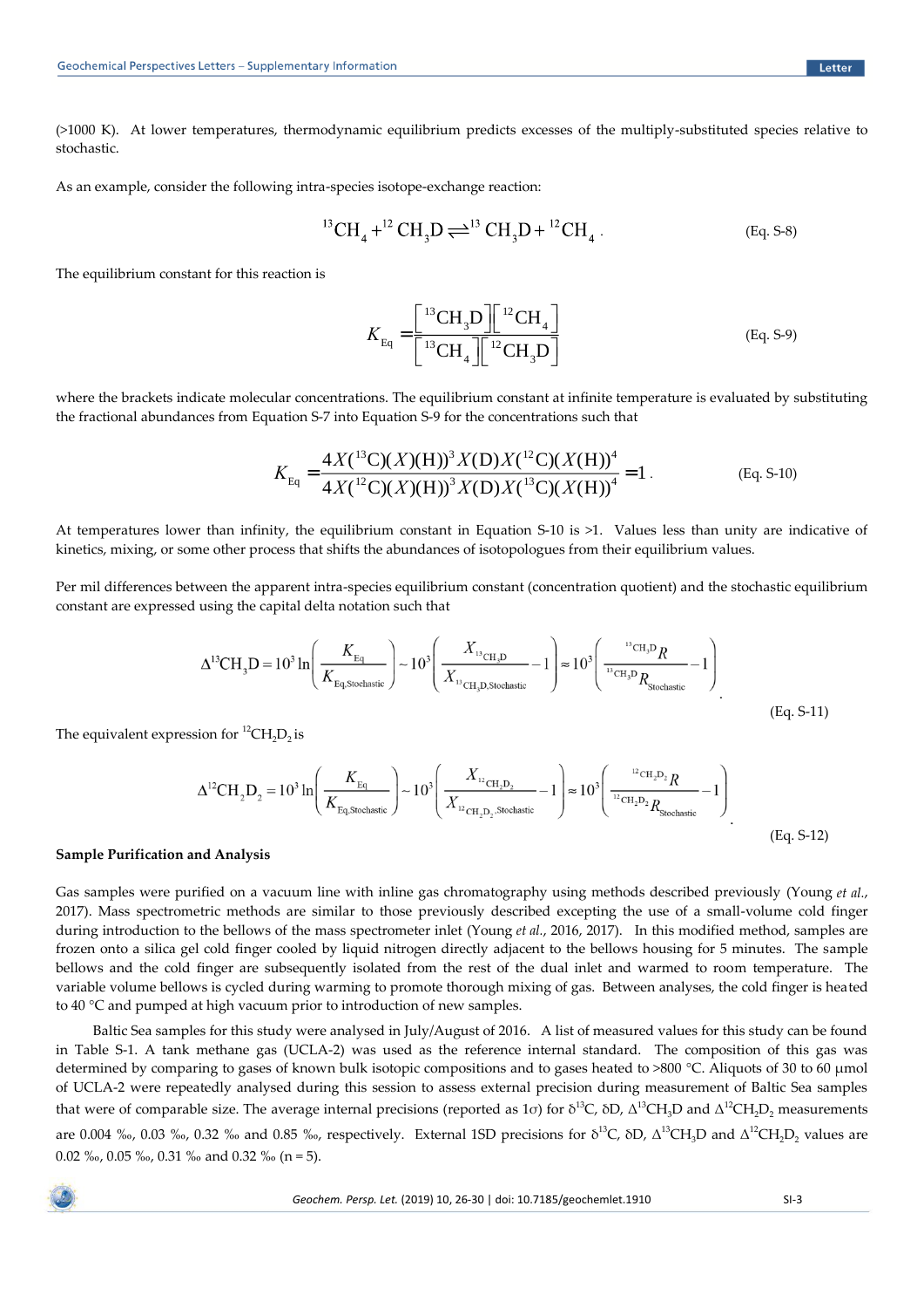(>1000 K). At lower temperatures, thermodynamic equilibrium predicts excesses of the multiply-substituted species relative to stochastic.

As an example, consider the following intra-species isotope-exchange reaction:

$$^{13}\text{CH}_4 + {}^{12}\text{CH}_3\text{D} \rightleftharpoons {}^{13}\text{CH}_3\text{D} + {}^{12}\text{CH}_4 \,. \tag{Eq. S-8}$$

The equilibrium constant for this reaction is

$$K_{\text{Eq}} = \frac{\left[{}^{13}\text{CH}_3\text{D}\right]\left[{}^{12}\text{CH}_4\right]}{\left[{}^{13}\text{CH}_4\right]\left[{}^{12}\text{CH}_3\text{D}\right]} \tag{Eq. S-9}$$

where the brackets indicate molecular concentrations. The equilibrium constant at infinite temperature is evaluated by substituting the fractional abundances from Equation S-7 into Equation S-9 for the concentrations such that

$$K_{\text{Eq}} = \frac{4X({}^{13}\text{C})(X)(\text{H}))^3 X(\text{D}) X({}^{12}\text{C})(X(\text{H}))^4}{4X({}^{12}\text{C})(X)(\text{H}))^3 X(\text{D}) X({}^{13}\text{C})(X(\text{H}))^4} = 1 \,. \tag{Eq. S-10}$$

At temperatures lower than infinity, the equilibrium constant in Equation S-10 is >1. Values less than unity are indicative of kinetics, mixing, or some other process that shifts the abundances of isotopologues from their equilibrium values.

Per mil differences between the apparent intra-species equilibrium constant (concentration quotient) and the stochastic equilibrium constant are expressed using the capital delta notation such that

$$\Delta^{13}\text{CH}_3\text{D} = 10^3 \ln\left(\frac{K_{\text{Eq}}}{K_{\text{Eq,Stochastic}}}\right) \sim 10^3\left(\frac{X_{^{13}\text{CH}_3\text{D}}}{X_{^{13}\text{CH}_3\text{D,Stochastic}}} - 1\right) \approx 10^3\left(\frac{{}^{^{13}\text{CH}_3\text{D}}R}{{}^{^{13}\text{CH}_3\text{D}}R_{\text{Stochastic}}} - 1\right) . \tag{Eq. S-11}$$

The equivalent expression for $^{12}CH_2D_2$ is

$$\Delta^{12}\text{CH}_2\text{D}_2 = 10^3 \ln\left(\frac{K_{\text{Eq}}}{K_{\text{Eq,Stochastic}}}\right) \sim 10^3\left(\frac{X_{^{12}\text{CH}_2\text{D}_2}}{X_{^{12}\text{CH}_2\text{D}_2\text{,Stochastic}}} - 1\right) \approx 10^3\left(\frac{{}^{^{12}\text{CH}_2\text{D}_2}R}{{}^{^{12}\text{CH}_2\text{D}_2}R_{\text{Stochastic}}} - 1\right) . \tag{Eq. S-12}$$

**Sample Purification and Analysis**

Gas samples were purified on a vacuum line with inline gas chromatography using methods described previously (Young *et al.*, 2017). Mass spectrometric methods are similar to those previously described excepting the use of a small-volume cold finger during introduction to the bellows of the mass spectrometer inlet (Young *et al.*, 2016, 2017). In this modified method, samples are frozen onto a silica gel cold finger cooled by liquid nitrogen directly adjacent to the bellows housing for 5 minutes. The sample bellows and the cold finger are subsequently isolated from the rest of the dual inlet and warmed to room temperature. The variable volume bellows is cycled during warming to promote thorough mixing of gas. Between analyses, the cold finger is heated to 40 °C and pumped at high vacuum prior to introduction of new samples.

Baltic Sea samples for this study were analysed in July/August of 2016. A list of measured values for this study can be found in Table S-1. A tank methane gas (UCLA-2) was used as the reference internal standard. The composition of this gas was determined by comparing to gases of known bulk isotopic compositions and to gases heated to >800 °C. Aliquots of 30 to 60 μmol of UCLA-2 were repeatedly analysed during this session to assess external precision during measurement of Baltic Sea samples that were of comparable size. The average internal precisions (reported as 1σ) for $\delta^{13}C$, δD, $\Delta^{13}CH_3D$ and $\Delta^{12}CH_2D_2$ measurements are 0.004 ‰, 0.03 ‰, 0.32 ‰ and 0.85 ‰, respectively. External 1SD precisions for $\delta^{13}C$, δD, $\Delta^{13}CH_3D$ and $\Delta^{12}CH_2D_2$ values are 0.02 ‰, 0.05 ‰, 0.31 ‰ and 0.32 ‰ (n = 5).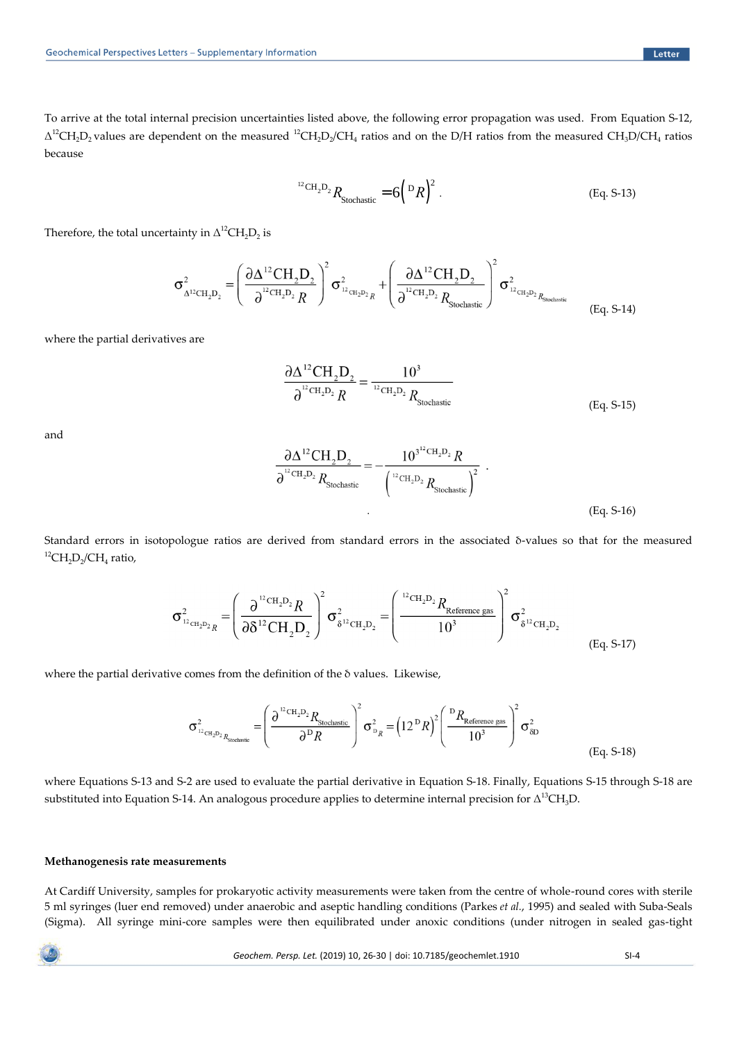To arrive at the total internal precision uncertainties listed above, the following error propagation was used. From Equation S-12, $\Delta^{12}CH_2D_2$ values are dependent on the measured $^{12}CH_2D_2/CH_4$ ratios and on the D/H ratios from the measured $CH_3D/CH_4$ ratios because

$$^{12}\text{CH}_2\text{D}_2 R_{\text{Stochastic}} = 6\left({}^{\text{D}}R\right)^2 . \tag{Eq. S-13}$$

Therefore, the total uncertainty in $\Delta^{12}CH_2D_2$ is

$$\sigma^2_{\Delta^{12}\text{CH}_2\text{D}_2} = \left(\frac{\partial \Delta^{12}\text{CH}_2\text{D}_2}{\partial\, ^{12}\text{CH}_2\text{D}_2 R}\right)^2 \sigma^2_{^{12}\text{CH}_2\text{D}_2 R} + \left(\frac{\partial \Delta^{12}\text{CH}_2\text{D}_2}{\partial\, ^{12}\text{CH}_2\text{D}_2 R_{\text{Stochastic}}}\right)^2 \sigma^2_{^{12}\text{CH}_2\text{D}_2 R_{\text{Stochastic}}} \tag{Eq. S-14}$$

where the partial derivatives are

$$\frac{\partial \Delta^{12}\text{CH}_2\text{D}_2}{\partial\, ^{12}\text{CH}_2\text{D}_2 R} = \frac{10^3}{^{12}\text{CH}_2\text{D}_2 R_{\text{Stochastic}}} \tag{Eq. S-15}$$

and

$$\frac{\partial \Delta^{12}\text{CH}_2\text{D}_2}{\partial\, ^{12}\text{CH}_2\text{D}_2 R_{\text{Stochastic}}} = -\frac{10^3\, ^{12}\text{CH}_2\text{D}_2 R}{\left(^{12}\text{CH}_2\text{D}_2 R_{\text{Stochastic}}\right)^2} . \tag{Eq. S-16}$$

Standard errors in isotopologue ratios are derived from standard errors in the associated δ-values so that for the measured $^{12}CH_2D_2/CH_4$ ratio,

$$\sigma^2_{^{12}\text{CH}_2\text{D}_2 R} = \left(\frac{\partial\, ^{12}\text{CH}_2\text{D}_2 R}{\partial \delta^{12}\text{CH}_2\text{D}_2}\right)^2 \sigma^2_{\delta^{12}\text{CH}_2\text{D}_2} = \left(\frac{^{12}\text{CH}_2\text{D}_2 R_{\text{Reference gas}}}{10^3}\right)^2 \sigma^2_{\delta^{12}\text{CH}_2\text{D}_2} \tag{Eq. S-17}$$

where the partial derivative comes from the definition of the δ values. Likewise,

$$\sigma^2_{^{12}\text{CH}_2\text{D}_2 R_{\text{Stochastic}}} = \left(\frac{\partial\, ^{12}\text{CH}_2\text{D}_2 R_{\text{Stochastic}}}{\partial\, ^{\text{D}}R}\right)^2 \sigma^2_{^{\text{D}}R} = \left(12\, ^{\text{D}}R\right)^2 \left(\frac{^{\text{D}}R_{\text{Reference gas}}}{10^3}\right)^2 \sigma^2_{\delta\text{D}} \tag{Eq. S-18}$$

where Equations S-13 and S-2 are used to evaluate the partial derivative in Equation S-18. Finally, Equations S-15 through S-18 are substituted into Equation S-14. An analogous procedure applies to determine internal precision for $\Delta^{13}CH_3D$.

**Methanogenesis rate measurements**

At Cardiff University, samples for prokaryotic activity measurements were taken from the centre of whole-round cores with sterile 5 ml syringes (luer end removed) under anaerobic and aseptic handling conditions (Parkes *et al.*, 1995) and sealed with Suba-Seals (Sigma). All syringe mini-core samples were then equilibrated under anoxic conditions (under nitrogen in sealed gas-tight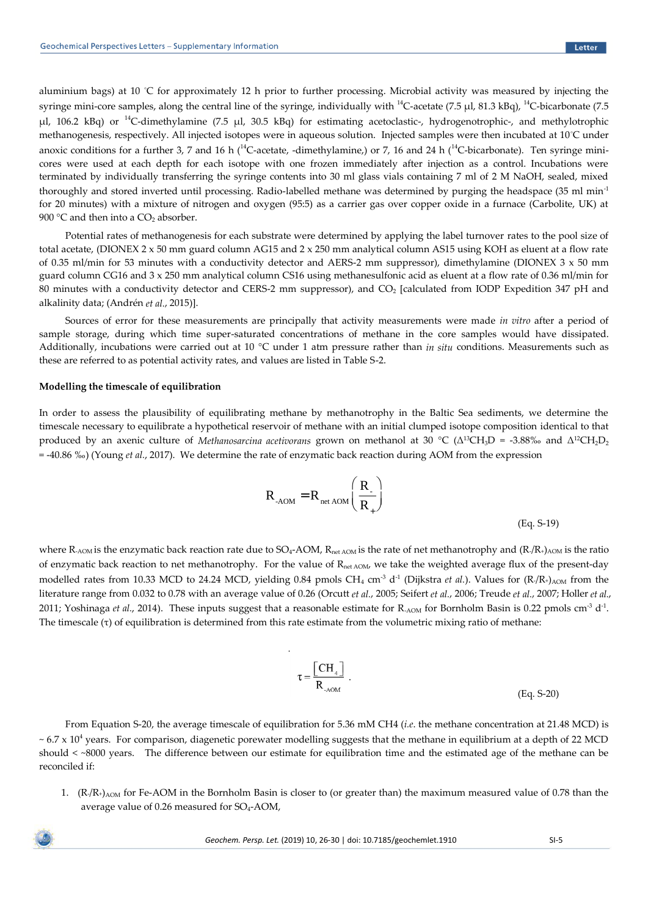aluminium bags) at 10 °C for approximately 12 h prior to further processing. Microbial activity was measured by injecting the syringe mini-core samples, along the central line of the syringe, individually with $^{14}$C-acetate (7.5 μl, 81.3 kBq), $^{14}$C-bicarbonate (7.5 μl, 106.2 kBq) or $^{14}$C-dimethylamine (7.5 μl, 30.5 kBq) for estimating acetoclastic-, hydrogenotrophic-, and methylotrophic methanogenesis, respectively. All injected isotopes were in aqueous solution. Injected samples were then incubated at 10°C under anoxic conditions for a further 3, 7 and 16 h ($^{14}$C-acetate, -dimethylamine,) or 7, 16 and 24 h ($^{14}$C-bicarbonate). Ten syringe mini-cores were used at each depth for each isotope with one frozen immediately after injection as a control. Incubations were terminated by individually transferring the syringe contents into 30 ml glass vials containing 7 ml of 2 M NaOH, sealed, mixed thoroughly and stored inverted until processing. Radio-labelled methane was determined by purging the headspace (35 ml min$^{-1}$ for 20 minutes) with a mixture of nitrogen and oxygen (95:5) as a carrier gas over copper oxide in a furnace (Carbolite, UK) at 900 °C and then into a $CO_2$ absorber.

Potential rates of methanogenesis for each substrate were determined by applying the label turnover rates to the pool size of total acetate, (DIONEX 2 x 50 mm guard column AG15 and 2 x 250 mm analytical column AS15 using KOH as eluent at a flow rate of 0.35 ml/min for 53 minutes with a conductivity detector and AERS-2 mm suppressor), dimethylamine (DIONEX 3 x 50 mm guard column CG16 and 3 x 250 mm analytical column CS16 using methanesulfonic acid as eluent at a flow rate of 0.36 ml/min for 80 minutes with a conductivity detector and CERS-2 mm suppressor), and $CO_2$ [calculated from IODP Expedition 347 pH and alkalinity data; (Andrén *et al.*, 2015)].

Sources of error for these measurements are principally that activity measurements were made *in vitro* after a period of sample storage, during which time super-saturated concentrations of methane in the core samples would have dissipated. Additionally, incubations were carried out at 10 °C under 1 atm pressure rather than *in situ* conditions. Measurements such as these are referred to as potential activity rates, and values are listed in Table S-2.

### Modelling the timescale of equilibration

In order to assess the plausibility of equilibrating methane by methanotrophy in the Baltic Sea sediments, we determine the timescale necessary to equilibrate a hypothetical reservoir of methane with an initial clumped isotope composition identical to that produced by an axenic culture of *Methanosarcina acetivorans* grown on methanol at 30 °C ($\Delta^{13}CH_3D$ = -3.88‰ and $\Delta^{12}CH_2D_2$ = -40.86 ‰) (Young *et al.*, 2017). We determine the rate of enzymatic back reaction during AOM from the expression

$$R_{-AOM} = R_{net\ AOM}\left(\frac{R_-}{R_+}\right) \tag{Eq. S-19}$$

where $R_{-AOM}$ is the enzymatic back reaction rate due to $SO_4$-AOM, $R_{net\ AOM}$ is the rate of net methanotrophy and $(R_-/R_+)_{AOM}$ is the ratio of enzymatic back reaction to net methanotrophy. For the value of $R_{net\ AOM}$, we take the weighted average flux of the present-day modelled rates from 10.33 MCD to 24.24 MCD, yielding 0.84 pmols $CH_4$ cm$^{-3}$ d$^{-1}$ (Dijkstra *et al.*). Values for $(R_-/R_+)_{AOM}$ from the literature range from 0.032 to 0.78 with an average value of 0.26 (Orcutt *et al.*, 2005; Seifert *et al.*, 2006; Treude *et al.*, 2007; Holler *et al.*, 2011; Yoshinaga *et al.*, 2014). These inputs suggest that a reasonable estimate for $R_{-AOM}$ for Bornholm Basin is 0.22 pmols cm$^{-3}$ d$^{-1}$. The timescale (τ) of equilibration is determined from this rate estimate from the volumetric mixing ratio of methane:

$$\tau = \frac{[CH_4]}{R_{-AOM}}. \tag{Eq. S-20}$$

From Equation S-20, the average timescale of equilibration for 5.36 mM CH4 (*i.e.* the methane concentration at 21.48 MCD) is ~ 6.7 x 10$^4$ years. For comparison, diagenetic porewater modelling suggests that the methane in equilibrium at a depth of 22 MCD should < ~8000 years. The difference between our estimate for equilibration time and the estimated age of the methane can be reconciled if:

1. $(R_-/R_+)_{AOM}$ for Fe-AOM in the Bornholm Basin is closer to (or greater than) the maximum measured value of 0.78 than the average value of 0.26 measured for $SO_4$-AOM,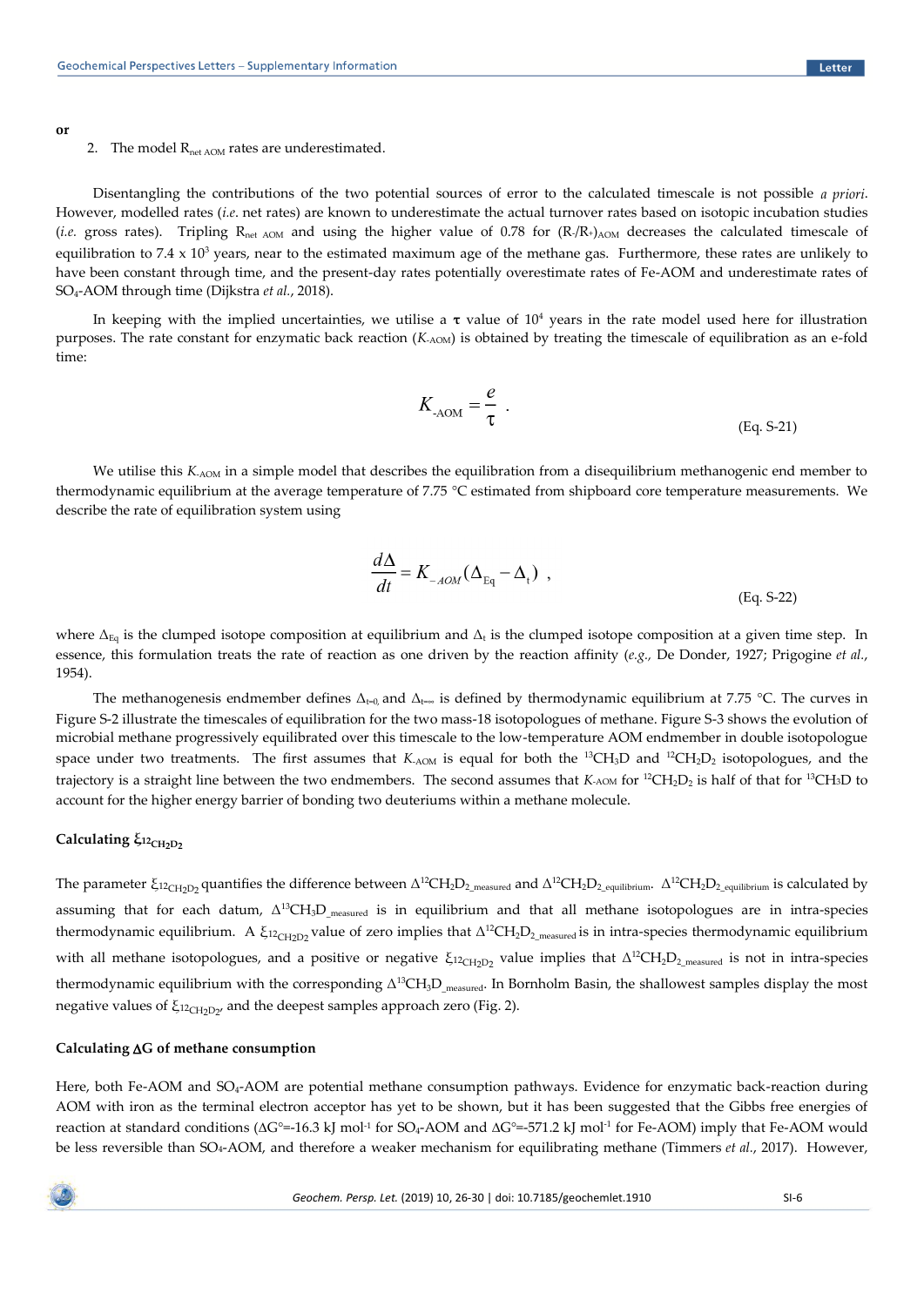**or**

2. The model $R_{net\ AOM}$ rates are underestimated.

Disentangling the contributions of the two potential sources of error to the calculated timescale is not possible *a priori*. However, modelled rates (*i.e.* net rates) are known to underestimate the actual turnover rates based on isotopic incubation studies (*i.e.* gross rates). Tripling $R_{net\ AOM}$ and using the higher value of 0.78 for $(R_{-}/R_{+})_{AOM}$ decreases the calculated timescale of equilibration to 7.4 x $10^3$ years, near to the estimated maximum age of the methane gas. Furthermore, these rates are unlikely to have been constant through time, and the present-day rates potentially overestimate rates of Fe-AOM and underestimate rates of $SO_4$-AOM through time (Dijkstra *et al.*, 2018).

In keeping with the implied uncertainties, we utilise a $\tau$ value of $10^4$ years in the rate model used here for illustration purposes. The rate constant for enzymatic back reaction ($K_{\text{-AOM}}$) is obtained by treating the timescale of equilibration as an e-fold time:

$$K_{\text{-AOM}} = \frac{e}{\tau} \ . \tag{Eq. S-21}$$

We utilise this $K_{\text{-AOM}}$ in a simple model that describes the equilibration from a disequilibrium methanogenic end member to thermodynamic equilibrium at the average temperature of 7.75 °C estimated from shipboard core temperature measurements. We describe the rate of equilibration system using

$$\frac{d\Delta}{dt} = K_{-AOM}(\Delta_{\text{Eq}} - \Delta_{\text{t}}) \ , \tag{Eq. S-22}$$

where $\Delta_{\text{Eq}}$ is the clumped isotope composition at equilibrium and $\Delta_t$ is the clumped isotope composition at a given time step. In essence, this formulation treats the rate of reaction as one driven by the reaction affinity (*e.g.*, De Donder, 1927; Prigogine *et al.*, 1954).

The methanogenesis endmember defines $\Delta_{t=0}$ and $\Delta_{t=\infty}$ is defined by thermodynamic equilibrium at 7.75 °C. The curves in Figure S-2 illustrate the timescales of equilibration for the two mass-18 isotopologues of methane. Figure S-3 shows the evolution of microbial methane progressively equilibrated over this timescale to the low-temperature AOM endmember in double isotopologue space under two treatments. The first assumes that $K_{\text{-AOM}}$ is equal for both the $^{13}CH_3D$ and $^{12}CH_2D_2$ isotopologues, and the trajectory is a straight line between the two endmembers. The second assumes that $K_{\text{-AOM}}$ for $^{12}CH_2D_2$ is half of that for $^{13}CH_3D$ to account for the higher energy barrier of bonding two deuteriums within a methane molecule.

### Calculating $\xi_{^{12}CH_2D_2}$

The parameter $\xi_{^{12}CH_2D_2}$ quantifies the difference between $\Delta^{12}CH_2D_{2\_measured}$ and $\Delta^{12}CH_2D_{2\_equilibrium}$. $\Delta^{12}CH_2D_{2\_equilibrium}$ is calculated by assuming that for each datum, $\Delta^{13}CH_3D_{\_measured}$ is in equilibrium and that all methane isotopologues are in intra-species thermodynamic equilibrium. A $\xi_{^{12}CH_2D_2}$ value of zero implies that $\Delta^{12}CH_2D_{2\_measured}$ is in intra-species thermodynamic equilibrium with all methane isotopologues, and a positive or negative $\xi_{^{12}CH_2D_2}$ value implies that $\Delta^{12}CH_2D_{2\_measured}$ is not in intra-species thermodynamic equilibrium with the corresponding $\Delta^{13}CH_3D_{\_measured}$. In Bornholm Basin, the shallowest samples display the most negative values of $\xi_{^{12}CH_2D_2}$, and the deepest samples approach zero (Fig. 2).

### Calculating $\Delta G$ of methane consumption

Here, both Fe-AOM and $SO_4$-AOM are potential methane consumption pathways. Evidence for enzymatic back-reaction during AOM with iron as the terminal electron acceptor has yet to be shown, but it has been suggested that the Gibbs free energies of reaction at standard conditions ($\Delta G°$=-16.3 kJ mol$^{-1}$ for $SO_4$-AOM and $\Delta G°$=-571.2 kJ mol$^{-1}$ for Fe-AOM) imply that Fe-AOM would be less reversible than $SO_4$-AOM, and therefore a weaker mechanism for equilibrating methane (Timmers *et al.*, 2017). However,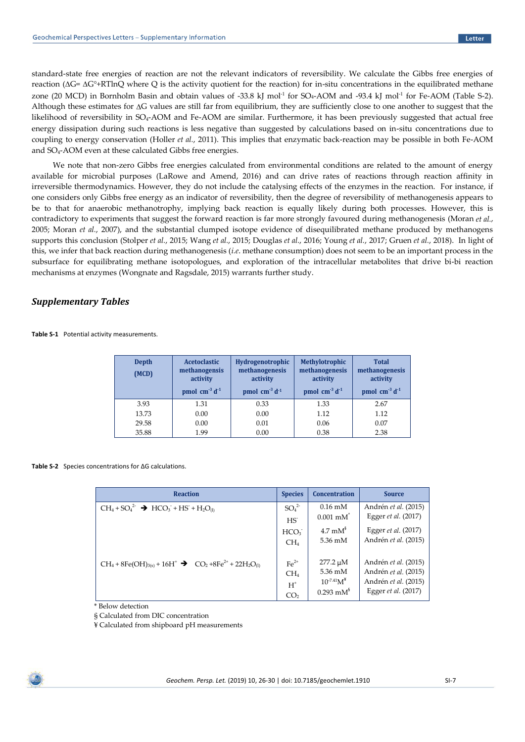standard-state free energies of reaction are not the relevant indicators of reversibility. We calculate the Gibbs free energies of reaction ($\Delta G = \Delta G° + RT\ln Q$ where Q is the activity quotient for the reaction) for in-situ concentrations in the equilibrated methane zone (20 MCD) in Bornholm Basin and obtain values of -33.8 kJ mol$^{-1}$ for $SO_4$-AOM and -93.4 kJ mol$^{-1}$ for Fe-AOM (Table S-2). Although these estimates for $\Delta G$ values are still far from equilibrium, they are sufficiently close to one another to suggest that the likelihood of reversibility in $SO_4$-AOM and Fe-AOM are similar. Furthermore, it has been previously suggested that actual free energy dissipation during such reactions is less negative than suggested by calculations based on in-situ concentrations due to coupling to energy conservation (Holler *et al.*, 2011). This implies that enzymatic back-reaction may be possible in both Fe-AOM and $SO_4$-AOM even at these calculated Gibbs free energies.

We note that non-zero Gibbs free energies calculated from environmental conditions are related to the amount of energy available for microbial purposes (LaRowe and Amend, 2016) and can drive rates of reactions through reaction affinity in irreversible thermodynamics. However, they do not include the catalysing effects of the enzymes in the reaction. For instance, if one considers only Gibbs free energy as an indicator of reversibility, then the degree of reversibility of methanogenesis appears to be to that for anaerobic methanotrophy, implying back reaction is equally likely during both processes. However, this is contradictory to experiments that suggest the forward reaction is far more strongly favoured during methanogenesis (Moran *et al.*, 2005; Moran *et al.*, 2007), and the substantial clumped isotope evidence of disequilibrated methane produced by methanogens supports this conclusion (Stolper *et al.*, 2015; Wang *et al.*, 2015; Douglas *et al.*, 2016; Young *et al.*, 2017; Gruen *et al.*, 2018). In light of this, we infer that back reaction during methanogenesis (*i.e.* methane consumption) does not seem to be an important process in the subsurface for equilibrating methane isotopologues, and exploration of the intracellular metabolites that drive bi-bi reaction mechanisms at enzymes (Wongnate and Ragsdale, 2015) warrants further study.

## *Supplementary Tables*

**Table S-1** Potential activity measurements.

| Depth (MCD) | Acetoclastic methanogensis activity pmol cm$^{-3}$ d$^{-1}$ | Hydrogenotrophic methanogenesis activity pmol cm$^{-3}$ d$^{-1}$ | Methylotrophic methanogenesis activity pmol cm$^{-3}$ d$^{-1}$ | Total methanogenesis activity pmol cm$^{-3}$ d$^{-1}$ |
|---|---|---|---|---|
| 3.93 | 1.31 | 0.33 | 1.33 | 2.67 |
| 13.73 | 0.00 | 0.00 | 1.12 | 1.12 |
| 29.58 | 0.00 | 0.01 | 0.06 | 0.07 |
| 35.88 | 1.99 | 0.00 | 0.38 | 2.38 |

**Table S-2** Species concentrations for ΔG calculations.

| Reaction | Species | Concentration | Source |
|---|---|---|---|
| $CH_4 + SO_4^{2-} \rightarrow HCO_3^- + HS^- + H_2O_{(l)}$ | $SO_4^{2-}$ | 0.16 mM | Andrén *et al.* (2015) |
| | $HS^-$ | 0.001 mM* | Egger *et al.* (2017) |
| | $HCO_3^-$ | 4.7 mM§ | Egger *et al.* (2017) |
| | $CH_4$ | 5.36 mM | Andrén *et al.* (2015) |
| $CH_4 + 8Fe(OH)_{3(s)} + 16H^+ \rightarrow CO_2 + 8Fe^{2+} + 22H_2O_{(l)}$ | $Fe^{2+}$ | 277.2 µM | Andrén *et al.* (2015) |
| | $CH_4$ | 5.36 mM | Andrén *et al.* (2015) |
| | $H^+$ | $10^{-7.41}$M¥ | Andrén *et al.* (2015) |
| | $CO_2$ | 0.293 mM§ | Egger *et al.* (2017) |

\* Below detection
§ Calculated from DIC concentration
¥ Calculated from shipboard pH measurements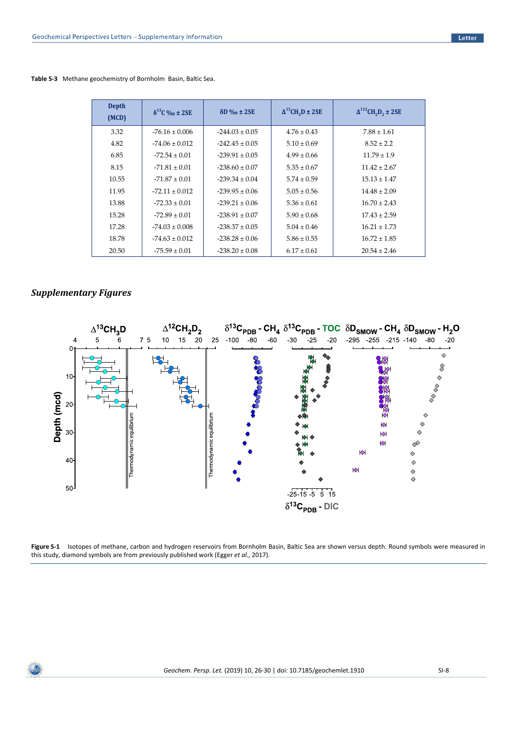**Table S-3** Methane geochemistry of Bornholm Basin, Baltic Sea.

| Depth (MCD) | $\delta^{13}C$ ‰ ± 2SE | δD ‰ ± 2SE | $\Delta^{13}CH_3D$ ± 2SE | $\Delta^{12}CH_2D_2$ ± 2SE |
|---|---|---|---|---|
| 3.32 | -76.16 ± 0.006 | -244.03 ± 0.05 | 4.76 ± 0.43 | 7.88 ± 1.61 |
| 4.82 | -74.06 ± 0.012 | -242.45 ± 0.05 | 5.10 ± 0.69 | 8.52 ± 2.2 |
| 6.85 | -72.54 ± 0.01 | -239.91 ± 0.05 | 4.99 ± 0.66 | 11.79 ± 1.9 |
| 8.15 | -71.81 ± 0.01 | -238.60 ± 0.07 | 5.35 ± 0.67 | 11.42 ± 2.67 |
| 10.55 | -71.87 ± 0.01 | -239.34 ± 0.04 | 5.74 ± 0.59 | 15.13 ± 1.47 |
| 11.95 | -72.11 ± 0.012 | -239.95 ± 0.06 | 5.05 ± 0.56 | 14.48 ± 2.09 |
| 13.88 | -72.33 ± 0.01 | -239.21 ± 0.06 | 5.36 ± 0.61 | 16.70 ± 2.43 |
| 15.28 | -72.89 ± 0.01 | -238.91 ± 0.07 | 5.90 ± 0.68 | 17.43 ± 2.59 |
| 17.28 | -74.03 ± 0.008 | -238.37 ± 0.05 | 5.04 ± 0.46 | 16.21 ± 1.73 |
| 18.78 | -74.63 ± 0.012 | -238.28 ± 0.06 | 5.86 ± 0.55 | 16.72 ± 1.85 |
| 20.50 | -75.59 ± 0.01 | -238.20 ± 0.08 | 6.17 ± 0.61 | 20.54 ± 2.46 |

## *Supplementary Figures*

**Figure S-1** Isotopes of methane, carbon and hydrogen reservoirs from Bornholm Basin, Baltic Sea are shown versus depth. Round symbols were measured in this study, diamond symbols are from previously published work (Egger *et al.*, 2017).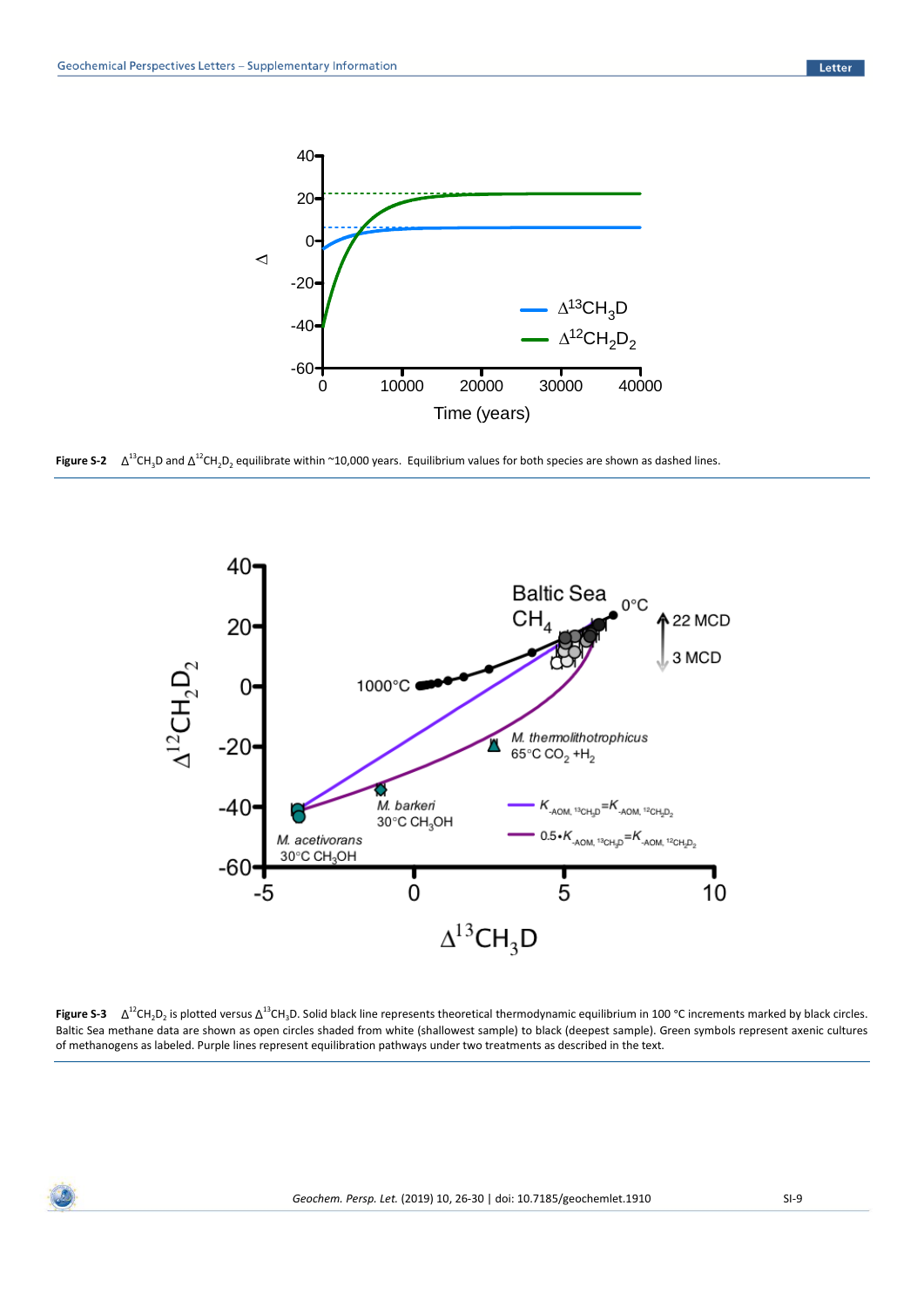**Figure S-2** $\Delta^{13}CH_3D$ and $\Delta^{12}CH_2D_2$ equilibrate within ~10,000 years. Equilibrium values for both species are shown as dashed lines.

**Figure S-3** $\Delta^{12}CH_2D_2$ is plotted versus $\Delta^{13}CH_3D$. Solid black line represents theoretical thermodynamic equilibrium in 100 °C increments marked by black circles. Baltic Sea methane data are shown as open circles shaded from white (shallowest sample) to black (deepest sample). Green symbols represent axenic cultures of methanogens as labeled. Purple lines represent equilibration pathways under two treatments as described in the text.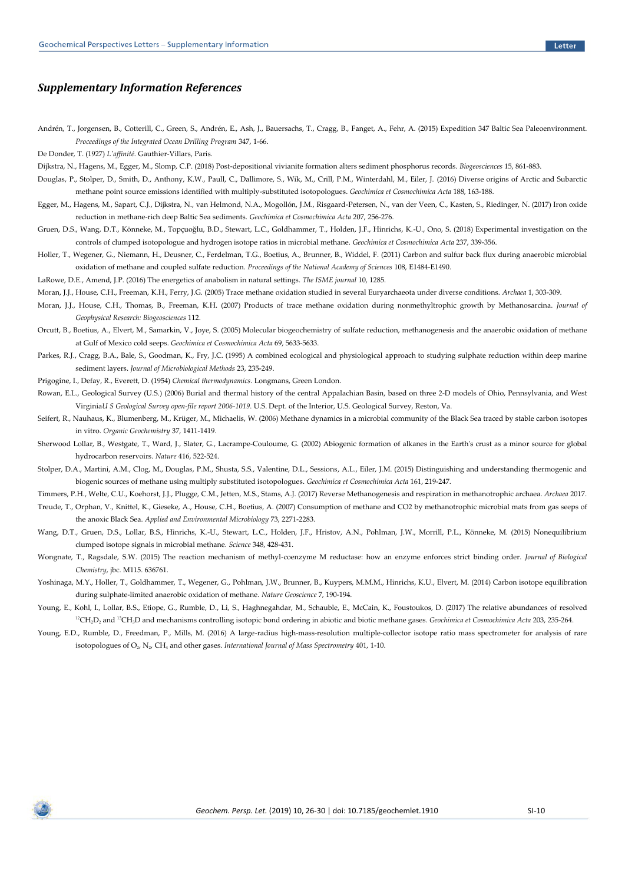## *Supplementary Information References*

Andrén, T., Jorgensen, B., Cotterill, C., Green, S., Andrén, E., Ash, J., Bauersachs, T., Cragg, B., Fanget, A., Fehr, A. (2015) Expedition 347 Baltic Sea Paleoenvironment. *Proceedings of the Integrated Ocean Drilling Program* 347, 1-66.

De Donder, T. (1927) *L'affinité*. Gauthier-Villars, Paris.

Dijkstra, N., Hagens, M., Egger, M., Slomp, C.P. (2018) Post-depositional vivianite formation alters sediment phosphorus records. *Biogeosciences* 15, 861-883.

Douglas, P., Stolper, D., Smith, D., Anthony, K.W., Paull, C., Dallimore, S., Wik, M., Crill, P.M., Winterdahl, M., Eiler, J. (2016) Diverse origins of Arctic and Subarctic methane point source emissions identified with multiply-substituted isotopologues. *Geochimica et Cosmochimica Acta* 188, 163-188.

Egger, M., Hagens, M., Sapart, C.J., Dijkstra, N., van Helmond, N.A., Mogollón, J.M., Risgaard-Petersen, N., van der Veen, C., Kasten, S., Riedinger, N. (2017) Iron oxide reduction in methane-rich deep Baltic Sea sediments. *Geochimica et Cosmochimica Acta* 207, 256-276.

Gruen, D.S., Wang, D.T., Könneke, M., Topçuoğlu, B.D., Stewart, L.C., Goldhammer, T., Holden, J.F., Hinrichs, K.-U., Ono, S. (2018) Experimental investigation on the controls of clumped isotopologue and hydrogen isotope ratios in microbial methane. *Geochimica et Cosmochimica Acta* 237, 339-356.

Holler, T., Wegener, G., Niemann, H., Deusner, C., Ferdelman, T.G., Boetius, A., Brunner, B., Widdel, F. (2011) Carbon and sulfur back flux during anaerobic microbial oxidation of methane and coupled sulfate reduction. *Proceedings of the National Academy of Sciences* 108, E1484-E1490.

LaRowe, D.E., Amend, J.P. (2016) The energetics of anabolism in natural settings. *The ISME journal* 10, 1285.

Moran, J.J., House, C.H., Freeman, K.H., Ferry, J.G. (2005) Trace methane oxidation studied in several Euryarchaeota under diverse conditions. *Archaea* 1, 303-309.

Moran, J.J., House, C.H., Thomas, B., Freeman, K.H. (2007) Products of trace methane oxidation during nonmethyltrophic growth by Methanosarcina. *Journal of Geophysical Research: Biogeosciences* 112.

Orcutt, B., Boetius, A., Elvert, M., Samarkin, V., Joye, S. (2005) Molecular biogeochemistry of sulfate reduction, methanogenesis and the anaerobic oxidation of methane at Gulf of Mexico cold seeps. *Geochimica et Cosmochimica Acta* 69, 5633-5633.

Parkes, R.J., Cragg, B.A., Bale, S., Goodman, K., Fry, J.C. (1995) A combined ecological and physiological approach to studying sulphate reduction within deep marine sediment layers. *Journal of Microbiological Methods* 23, 235-249.

Prigogine, I., Defay, R., Everett, D. (1954) *Chemical thermodynamics*. Longmans, Green London.

Rowan, E.L., Geological Survey (U.S.) (2006) Burial and thermal history of the central Appalachian Basin, based on three 2-D models of Ohio, Pennsylvania, and West Virginia*U S Geological Survey open-file report 2006-1019*. U.S. Dept. of the Interior, U.S. Geological Survey, Reston, Va.

Seifert, R., Nauhaus, K., Blumenberg, M., Krüger, M., Michaelis, W. (2006) Methane dynamics in a microbial community of the Black Sea traced by stable carbon isotopes in vitro. *Organic Geochemistry* 37, 1411-1419.

Sherwood Lollar, B., Westgate, T., Ward, J., Slater, G., Lacrampe-Couloume, G. (2002) Abiogenic formation of alkanes in the Earth's crust as a minor source for global hydrocarbon reservoirs. *Nature* 416, 522-524.

Stolper, D.A., Martini, A.M., Clog, M., Douglas, P.M., Shusta, S.S., Valentine, D.L., Sessions, A.L., Eiler, J.M. (2015) Distinguishing and understanding thermogenic and biogenic sources of methane using multiply substituted isotopologues. *Geochimica et Cosmochimica Acta* 161, 219-247.

Timmers, P.H., Welte, C.U., Koehorst, J.J., Plugge, C.M., Jetten, M.S., Stams, A.J. (2017) Reverse Methanogenesis and respiration in methanotrophic archaea. *Archaea* 2017.

Treude, T., Orphan, V., Knittel, K., Gieseke, A., House, C.H., Boetius, A. (2007) Consumption of methane and CO2 by methanotrophic microbial mats from gas seeps of the anoxic Black Sea. *Applied and Environmental Microbiology* 73, 2271-2283.

Wang, D.T., Gruen, D.S., Lollar, B.S., Hinrichs, K.-U., Stewart, L.C., Holden, J.F., Hristov, A.N., Pohlman, J.W., Morrill, P.L., Könneke, M. (2015) Nonequilibrium clumped isotope signals in microbial methane. *Science* 348, 428-431.

Wongnate, T., Ragsdale, S.W. (2015) The reaction mechanism of methyl-coenzyme M reductase: how an enzyme enforces strict binding order. *Journal of Biological Chemistry*, jbc. M115. 636761.

Yoshinaga, M.Y., Holler, T., Goldhammer, T., Wegener, G., Pohlman, J.W., Brunner, B., Kuypers, M.M.M., Hinrichs, K.U., Elvert, M. (2014) Carbon isotope equilibration during sulphate-limited anaerobic oxidation of methane. *Nature Geoscience* 7, 190-194.

Young, E., Kohl, I., Lollar, B.S., Etiope, G., Rumble, D., Li, S., Haghnegahdar, M., Schauble, E., McCain, K., Foustoukos, D. (2017) The relative abundances of resolved $^{12}CH_2D_2$ and $^{13}CH_3D$ and mechanisms controlling isotopic bond ordering in abiotic and biotic methane gases. *Geochimica et Cosmochimica Acta* 203, 235-264.

Young, E.D., Rumble, D., Freedman, P., Mills, M. (2016) A large-radius high-mass-resolution multiple-collector isotope ratio mass spectrometer for analysis of rare isotopologues of $O_2$, $N_2$, $CH_4$ and other gases. *International Journal of Mass Spectrometry* 401, 1-10.